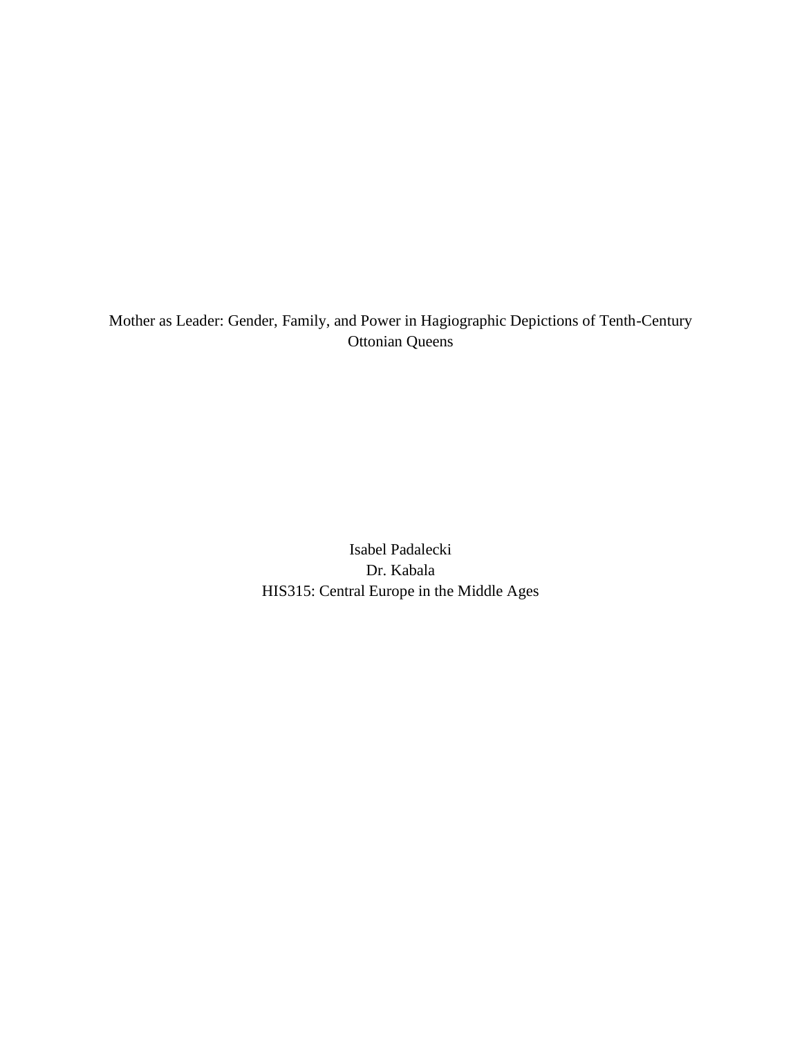Mother as Leader: Gender, Family, and Power in Hagiographic Depictions of Tenth-Century Ottonian Queens

Isabel Padalecki

Dr. Kabala

HIS315: Central Europe in the Middle Ages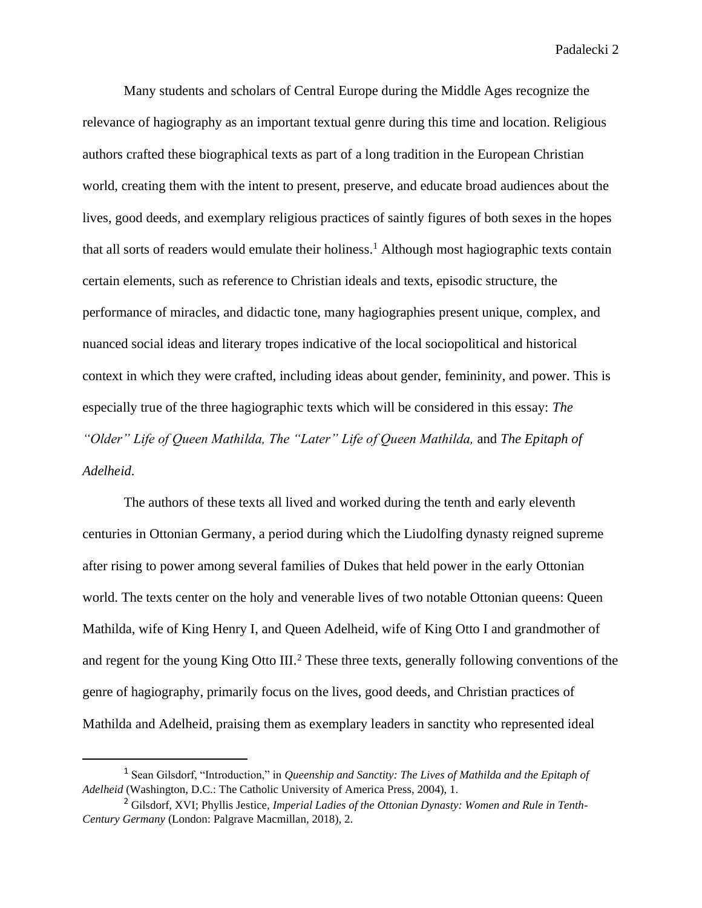Many students and scholars of Central Europe during the Middle Ages recognize the relevance of hagiography as an important textual genre during this time and location. Religious authors crafted these biographical texts as part of a long tradition in the European Christian world, creating them with the intent to present, preserve, and educate broad audiences about the lives, good deeds, and exemplary religious practices of saintly figures of both sexes in the hopes that all sorts of readers would emulate their holiness.[1] Although most hagiographic texts contain certain elements, such as reference to Christian ideals and texts, episodic structure, the performance of miracles, and didactic tone, many hagiographies present unique, complex, and nuanced social ideas and literary tropes indicative of the local sociopolitical and historical context in which they were crafted, including ideas about gender, femininity, and power. This is especially true of the three hagiographic texts which will be considered in this essay: *The "Older" Life of Queen Mathilda, The "Later" Life of Queen Mathilda,* and *The Epitaph of Adelheid*.

The authors of these texts all lived and worked during the tenth and early eleventh centuries in Ottonian Germany, a period during which the Liudolfing dynasty reigned supreme after rising to power among several families of Dukes that held power in the early Ottonian world. The texts center on the holy and venerable lives of two notable Ottonian queens: Queen Mathilda, wife of King Henry I, and Queen Adelheid, wife of King Otto I and grandmother of and regent for the young King Otto III.[2] These three texts, generally following conventions of the genre of hagiography, primarily focus on the lives, good deeds, and Christian practices of Mathilda and Adelheid, praising them as exemplary leaders in sanctity who represented ideal

---

[1] Sean Gilsdorf, "Introduction," in *Queenship and Sanctity: The Lives of Mathilda and the Epitaph of Adelheid* (Washington, D.C.: The Catholic University of America Press, 2004), 1.

[2] Gilsdorf, XVI; Phyllis Jestice, *Imperial Ladies of the Ottonian Dynasty: Women and Rule in Tenth-Century Germany* (London: Palgrave Macmillan, 2018), 2.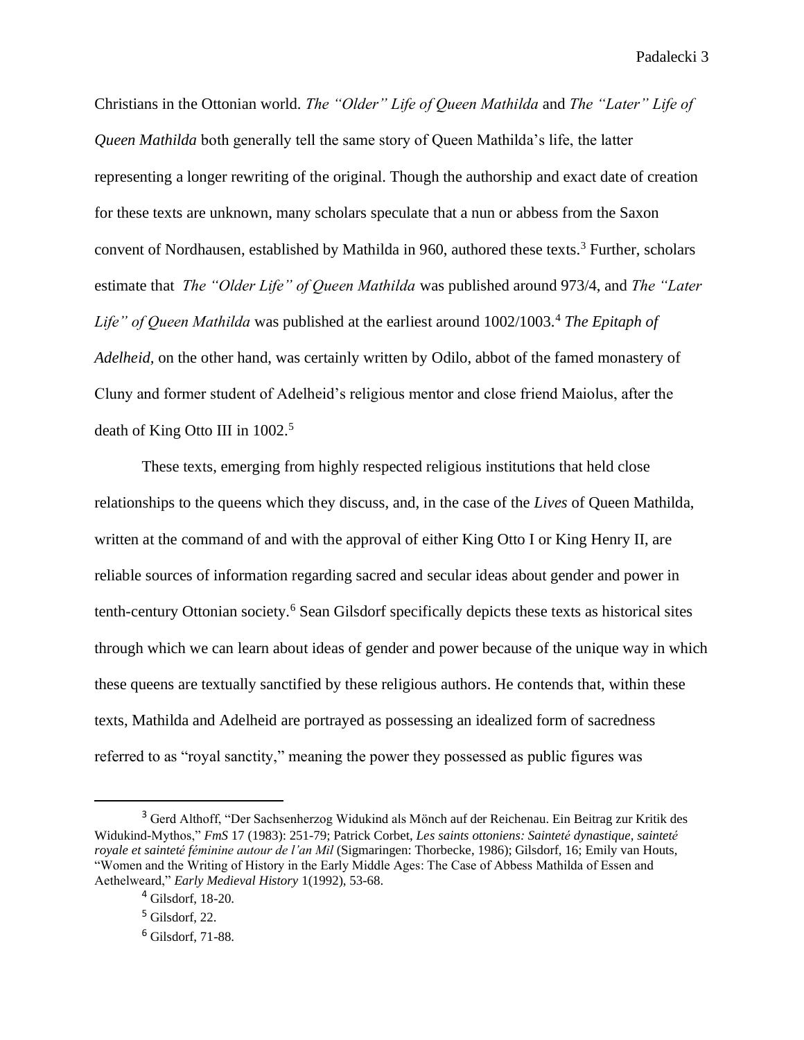Christians in the Ottonian world. *The "Older" Life of Queen Mathilda* and *The "Later" Life of Queen Mathilda* both generally tell the same story of Queen Mathilda's life, the latter representing a longer rewriting of the original. Though the authorship and exact date of creation for these texts are unknown, many scholars speculate that a nun or abbess from the Saxon convent of Nordhausen, established by Mathilda in 960, authored these texts.[3] Further, scholars estimate that *The "Older Life" of Queen Mathilda* was published around 973/4, and *The "Later Life" of Queen Mathilda* was published at the earliest around 1002/1003.[4] *The Epitaph of Adelheid,* on the other hand, was certainly written by Odilo, abbot of the famed monastery of Cluny and former student of Adelheid's religious mentor and close friend Maiolus, after the death of King Otto III in 1002.[5]

These texts, emerging from highly respected religious institutions that held close relationships to the queens which they discuss, and, in the case of the *Lives* of Queen Mathilda, written at the command of and with the approval of either King Otto I or King Henry II, are reliable sources of information regarding sacred and secular ideas about gender and power in tenth-century Ottonian society.[6] Sean Gilsdorf specifically depicts these texts as historical sites through which we can learn about ideas of gender and power because of the unique way in which these queens are textually sanctified by these religious authors. He contends that, within these texts, Mathilda and Adelheid are portrayed as possessing an idealized form of sacredness referred to as "royal sanctity," meaning the power they possessed as public figures was

---

[3] Gerd Althoff, "Der Sachsenherzog Widukind als Mönch auf der Reichenau. Ein Beitrag zur Kritik des Widukind-Mythos," *FmS* 17 (1983): 251-79; Patrick Corbet, *Les saints ottoniens: Sainteté dynastique, sainteté royale et sainteté féminine autour de l'an Mil* (Sigmaringen: Thorbecke, 1986); Gilsdorf, 16; Emily van Houts, "Women and the Writing of History in the Early Middle Ages: The Case of Abbess Mathilda of Essen and Aethelweard," *Early Medieval History* 1(1992), 53-68.

[4] Gilsdorf, 18-20.

[5] Gilsdorf, 22.

[6] Gilsdorf, 71-88.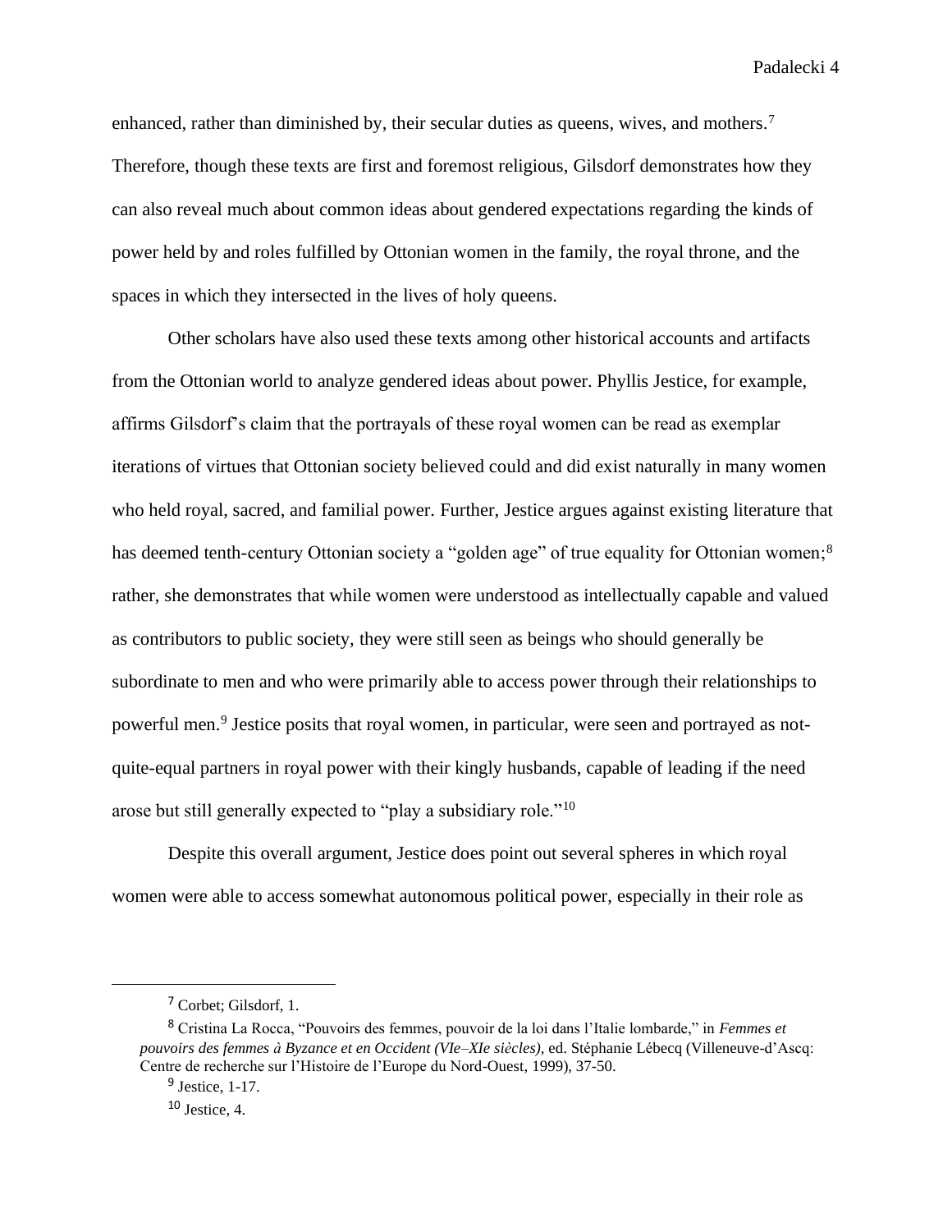enhanced, rather than diminished by, their secular duties as queens, wives, and mothers.[7] Therefore, though these texts are first and foremost religious, Gilsdorf demonstrates how they can also reveal much about common ideas about gendered expectations regarding the kinds of power held by and roles fulfilled by Ottonian women in the family, the royal throne, and the spaces in which they intersected in the lives of holy queens.

Other scholars have also used these texts among other historical accounts and artifacts from the Ottonian world to analyze gendered ideas about power. Phyllis Jestice, for example, affirms Gilsdorf's claim that the portrayals of these royal women can be read as exemplar iterations of virtues that Ottonian society believed could and did exist naturally in many women who held royal, sacred, and familial power. Further, Jestice argues against existing literature that has deemed tenth-century Ottonian society a "golden age" of true equality for Ottonian women;[8] rather, she demonstrates that while women were understood as intellectually capable and valued as contributors to public society, they were still seen as beings who should generally be subordinate to men and who were primarily able to access power through their relationships to powerful men.[9] Jestice posits that royal women, in particular, were seen and portrayed as not-quite-equal partners in royal power with their kingly husbands, capable of leading if the need arose but still generally expected to "play a subsidiary role."[10]

Despite this overall argument, Jestice does point out several spheres in which royal women were able to access somewhat autonomous political power, especially in their role as

---

[7] Corbet; Gilsdorf, 1.

[8] Cristina La Rocca, "Pouvoirs des femmes, pouvoir de la loi dans l'Italie lombarde," in *Femmes et pouvoirs des femmes à Byzance et en Occident (VIe–XIe siècles)*, ed. Stéphanie Lébecq (Villeneuve-d'Ascq: Centre de recherche sur l'Histoire de l'Europe du Nord-Ouest, 1999), 37-50.

[9] Jestice, 1-17.

[10] Jestice, 4.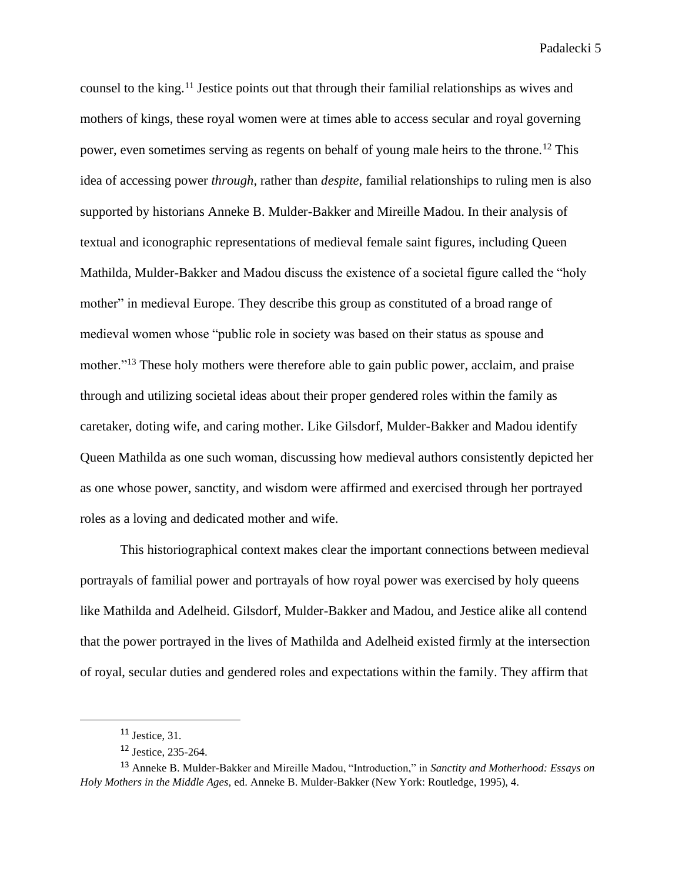counsel to the king.[11] Jestice points out that through their familial relationships as wives and mothers of kings, these royal women were at times able to access secular and royal governing power, even sometimes serving as regents on behalf of young male heirs to the throne.[12] This idea of accessing power *through*, rather than *despite*, familial relationships to ruling men is also supported by historians Anneke B. Mulder-Bakker and Mireille Madou. In their analysis of textual and iconographic representations of medieval female saint figures, including Queen Mathilda, Mulder-Bakker and Madou discuss the existence of a societal figure called the "holy mother" in medieval Europe. They describe this group as constituted of a broad range of medieval women whose "public role in society was based on their status as spouse and mother."[13] These holy mothers were therefore able to gain public power, acclaim, and praise through and utilizing societal ideas about their proper gendered roles within the family as caretaker, doting wife, and caring mother. Like Gilsdorf, Mulder-Bakker and Madou identify Queen Mathilda as one such woman, discussing how medieval authors consistently depicted her as one whose power, sanctity, and wisdom were affirmed and exercised through her portrayed roles as a loving and dedicated mother and wife.

This historiographical context makes clear the important connections between medieval portrayals of familial power and portrayals of how royal power was exercised by holy queens like Mathilda and Adelheid. Gilsdorf, Mulder-Bakker and Madou, and Jestice alike all contend that the power portrayed in the lives of Mathilda and Adelheid existed firmly at the intersection of royal, secular duties and gendered roles and expectations within the family. They affirm that

---

[11] Jestice, 31.

[12] Jestice, 235-264.

[13] Anneke B. Mulder-Bakker and Mireille Madou, "Introduction," in *Sanctity and Motherhood: Essays on Holy Mothers in the Middle Ages,* ed. Anneke B. Mulder-Bakker (New York: Routledge, 1995), 4.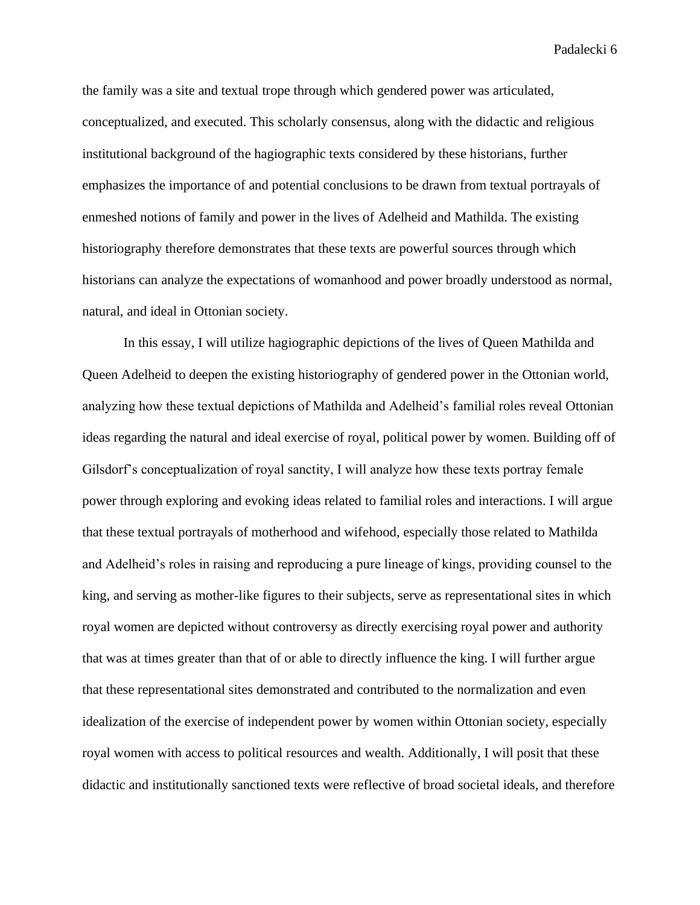the family was a site and textual trope through which gendered power was articulated, conceptualized, and executed. This scholarly consensus, along with the didactic and religious institutional background of the hagiographic texts considered by these historians, further emphasizes the importance of and potential conclusions to be drawn from textual portrayals of enmeshed notions of family and power in the lives of Adelheid and Mathilda. The existing historiography therefore demonstrates that these texts are powerful sources through which historians can analyze the expectations of womanhood and power broadly understood as normal, natural, and ideal in Ottonian society.

In this essay, I will utilize hagiographic depictions of the lives of Queen Mathilda and Queen Adelheid to deepen the existing historiography of gendered power in the Ottonian world, analyzing how these textual depictions of Mathilda and Adelheid's familial roles reveal Ottonian ideas regarding the natural and ideal exercise of royal, political power by women. Building off of Gilsdorf's conceptualization of royal sanctity, I will analyze how these texts portray female power through exploring and evoking ideas related to familial roles and interactions. I will argue that these textual portrayals of motherhood and wifehood, especially those related to Mathilda and Adelheid's roles in raising and reproducing a pure lineage of kings, providing counsel to the king, and serving as mother-like figures to their subjects, serve as representational sites in which royal women are depicted without controversy as directly exercising royal power and authority that was at times greater than that of or able to directly influence the king. I will further argue that these representational sites demonstrated and contributed to the normalization and even idealization of the exercise of independent power by women within Ottonian society, especially royal women with access to political resources and wealth. Additionally, I will posit that these didactic and institutionally sanctioned texts were reflective of broad societal ideals, and therefore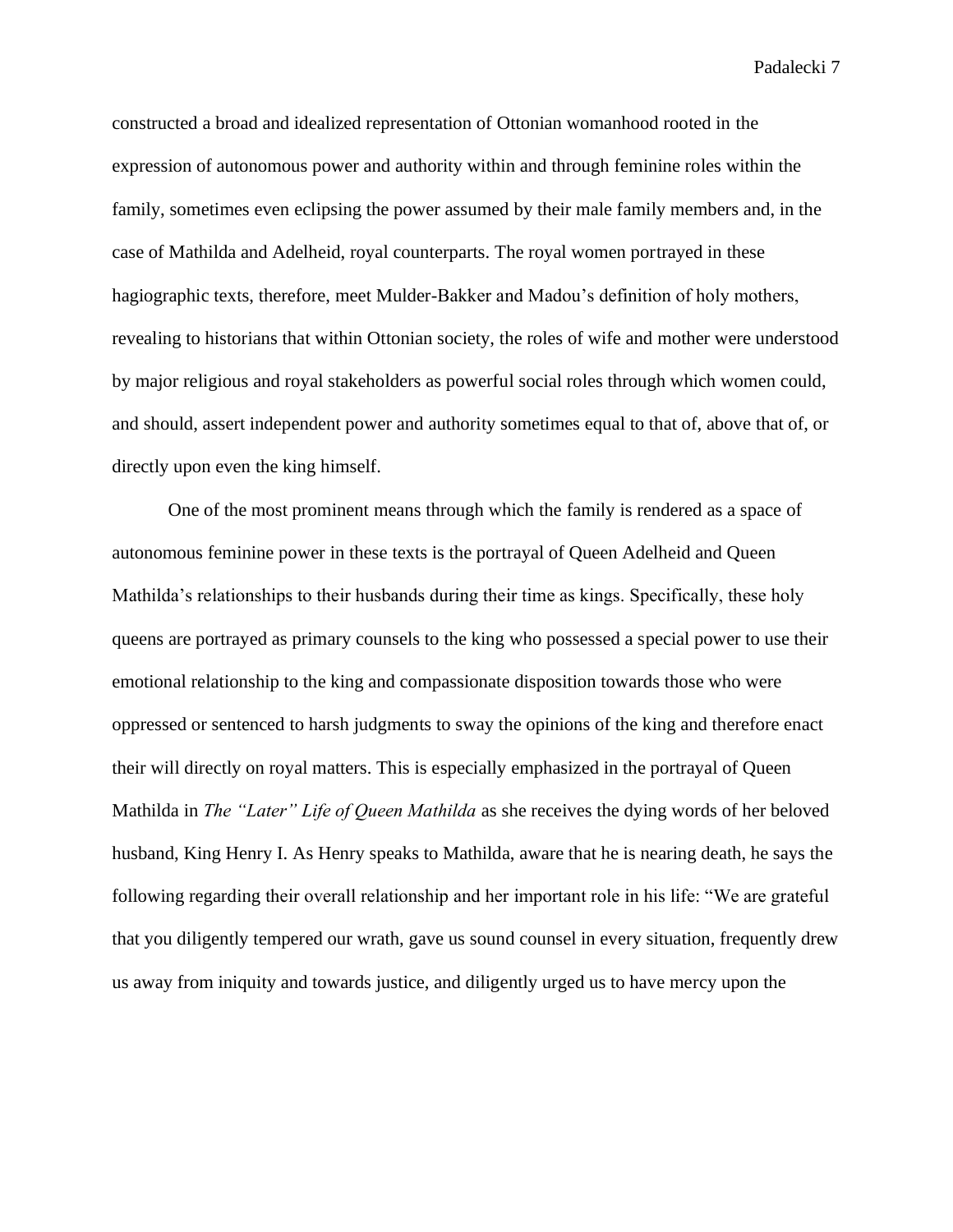constructed a broad and idealized representation of Ottonian womanhood rooted in the expression of autonomous power and authority within and through feminine roles within the family, sometimes even eclipsing the power assumed by their male family members and, in the case of Mathilda and Adelheid, royal counterparts. The royal women portrayed in these hagiographic texts, therefore, meet Mulder-Bakker and Madou's definition of holy mothers, revealing to historians that within Ottonian society, the roles of wife and mother were understood by major religious and royal stakeholders as powerful social roles through which women could, and should, assert independent power and authority sometimes equal to that of, above that of, or directly upon even the king himself.

One of the most prominent means through which the family is rendered as a space of autonomous feminine power in these texts is the portrayal of Queen Adelheid and Queen Mathilda's relationships to their husbands during their time as kings. Specifically, these holy queens are portrayed as primary counsels to the king who possessed a special power to use their emotional relationship to the king and compassionate disposition towards those who were oppressed or sentenced to harsh judgments to sway the opinions of the king and therefore enact their will directly on royal matters. This is especially emphasized in the portrayal of Queen Mathilda in *The "Later" Life of Queen Mathilda* as she receives the dying words of her beloved husband, King Henry I. As Henry speaks to Mathilda, aware that he is nearing death, he says the following regarding their overall relationship and her important role in his life: "We are grateful that you diligently tempered our wrath, gave us sound counsel in every situation, frequently drew us away from iniquity and towards justice, and diligently urged us to have mercy upon the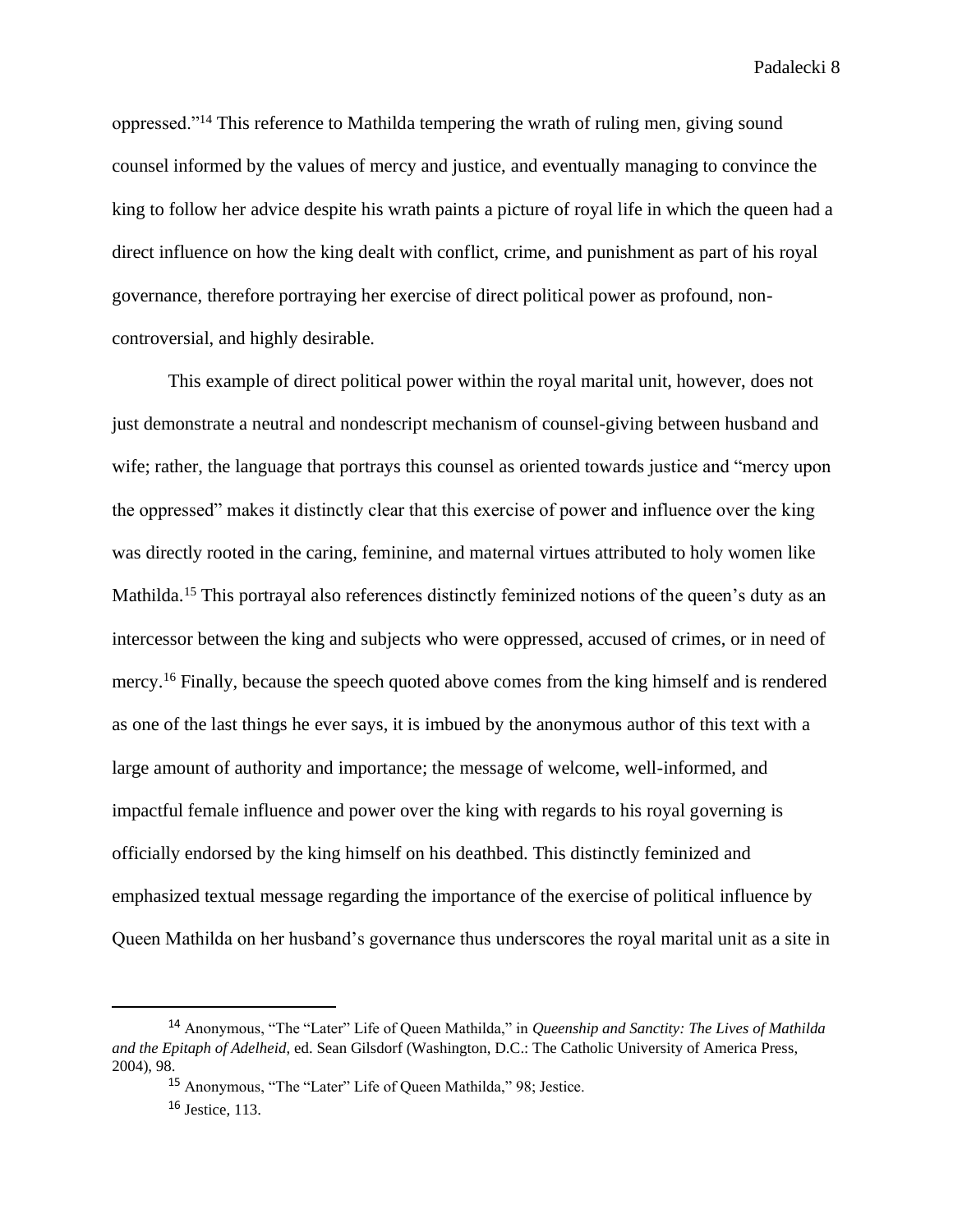oppressed."[14] This reference to Mathilda tempering the wrath of ruling men, giving sound counsel informed by the values of mercy and justice, and eventually managing to convince the king to follow her advice despite his wrath paints a picture of royal life in which the queen had a direct influence on how the king dealt with conflict, crime, and punishment as part of his royal governance, therefore portraying her exercise of direct political power as profound, non-controversial, and highly desirable.

This example of direct political power within the royal marital unit, however, does not just demonstrate a neutral and nondescript mechanism of counsel-giving between husband and wife; rather, the language that portrays this counsel as oriented towards justice and "mercy upon the oppressed" makes it distinctly clear that this exercise of power and influence over the king was directly rooted in the caring, feminine, and maternal virtues attributed to holy women like Mathilda.[15] This portrayal also references distinctly feminized notions of the queen's duty as an intercessor between the king and subjects who were oppressed, accused of crimes, or in need of mercy.[16] Finally, because the speech quoted above comes from the king himself and is rendered as one of the last things he ever says, it is imbued by the anonymous author of this text with a large amount of authority and importance; the message of welcome, well-informed, and impactful female influence and power over the king with regards to his royal governing is officially endorsed by the king himself on his deathbed. This distinctly feminized and emphasized textual message regarding the importance of the exercise of political influence by Queen Mathilda on her husband's governance thus underscores the royal marital unit as a site in

---

[14] Anonymous, "The "Later" Life of Queen Mathilda," in *Queenship and Sanctity: The Lives of Mathilda and the Epitaph of Adelheid*, ed. Sean Gilsdorf (Washington, D.C.: The Catholic University of America Press, 2004), 98.

[15] Anonymous, "The "Later" Life of Queen Mathilda," 98; Jestice.

[16] Jestice, 113.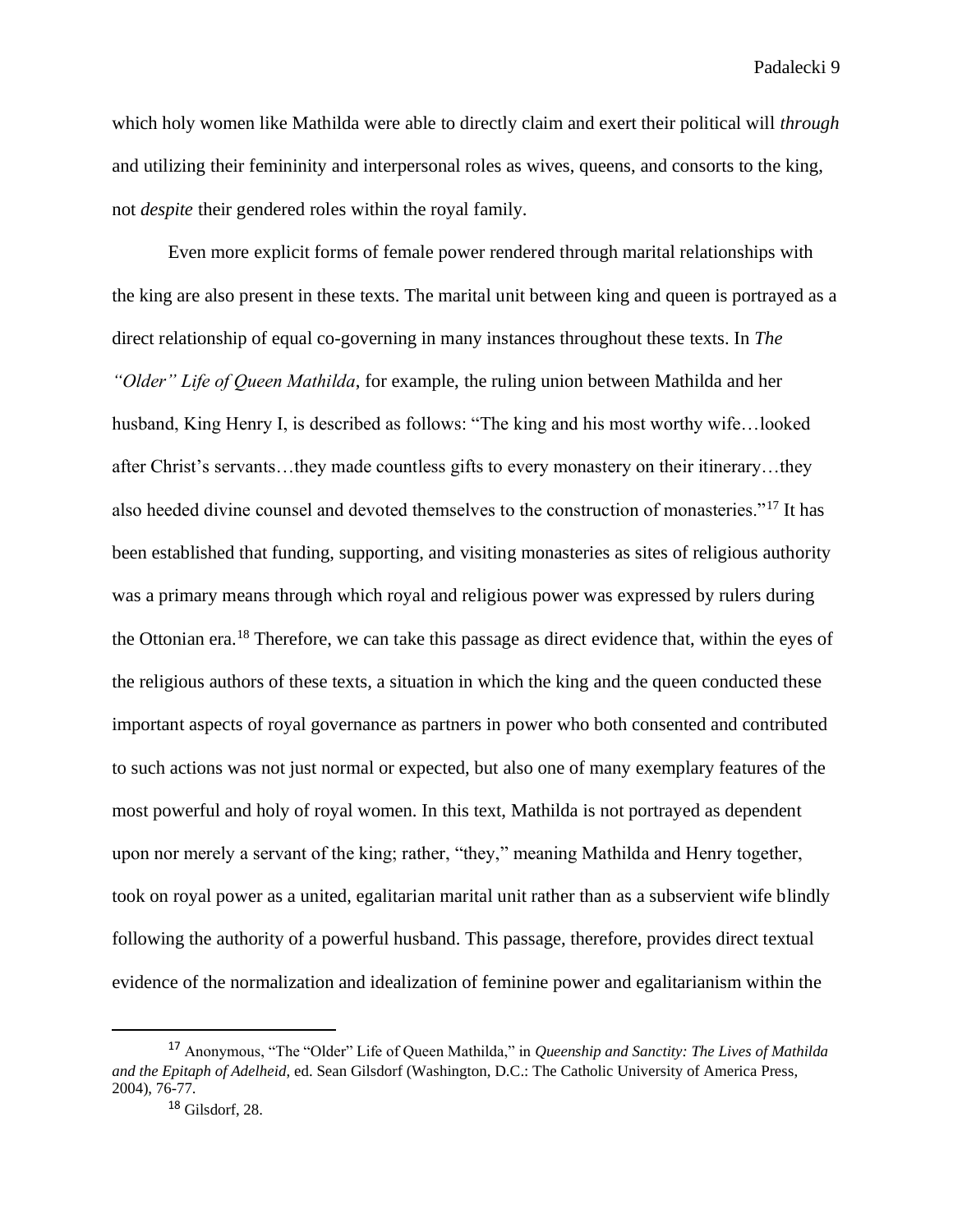which holy women like Mathilda were able to directly claim and exert their political will *through* and utilizing their femininity and interpersonal roles as wives, queens, and consorts to the king, not *despite* their gendered roles within the royal family.

Even more explicit forms of female power rendered through marital relationships with the king are also present in these texts. The marital unit between king and queen is portrayed as a direct relationship of equal co-governing in many instances throughout these texts. In *The "Older" Life of Queen Mathilda*, for example, the ruling union between Mathilda and her husband, King Henry I, is described as follows: "The king and his most worthy wife…looked after Christ's servants…they made countless gifts to every monastery on their itinerary…they also heeded divine counsel and devoted themselves to the construction of monasteries."[17] It has been established that funding, supporting, and visiting monasteries as sites of religious authority was a primary means through which royal and religious power was expressed by rulers during the Ottonian era.[18] Therefore, we can take this passage as direct evidence that, within the eyes of the religious authors of these texts, a situation in which the king and the queen conducted these important aspects of royal governance as partners in power who both consented and contributed to such actions was not just normal or expected, but also one of many exemplary features of the most powerful and holy of royal women. In this text, Mathilda is not portrayed as dependent upon nor merely a servant of the king; rather, "they," meaning Mathilda and Henry together, took on royal power as a united, egalitarian marital unit rather than as a subservient wife blindly following the authority of a powerful husband. This passage, therefore, provides direct textual evidence of the normalization and idealization of feminine power and egalitarianism within the

---

[17] Anonymous, "The "Older" Life of Queen Mathilda," in *Queenship and Sanctity: The Lives of Mathilda and the Epitaph of Adelheid*, ed. Sean Gilsdorf (Washington, D.C.: The Catholic University of America Press, 2004), 76-77.

[18] Gilsdorf, 28.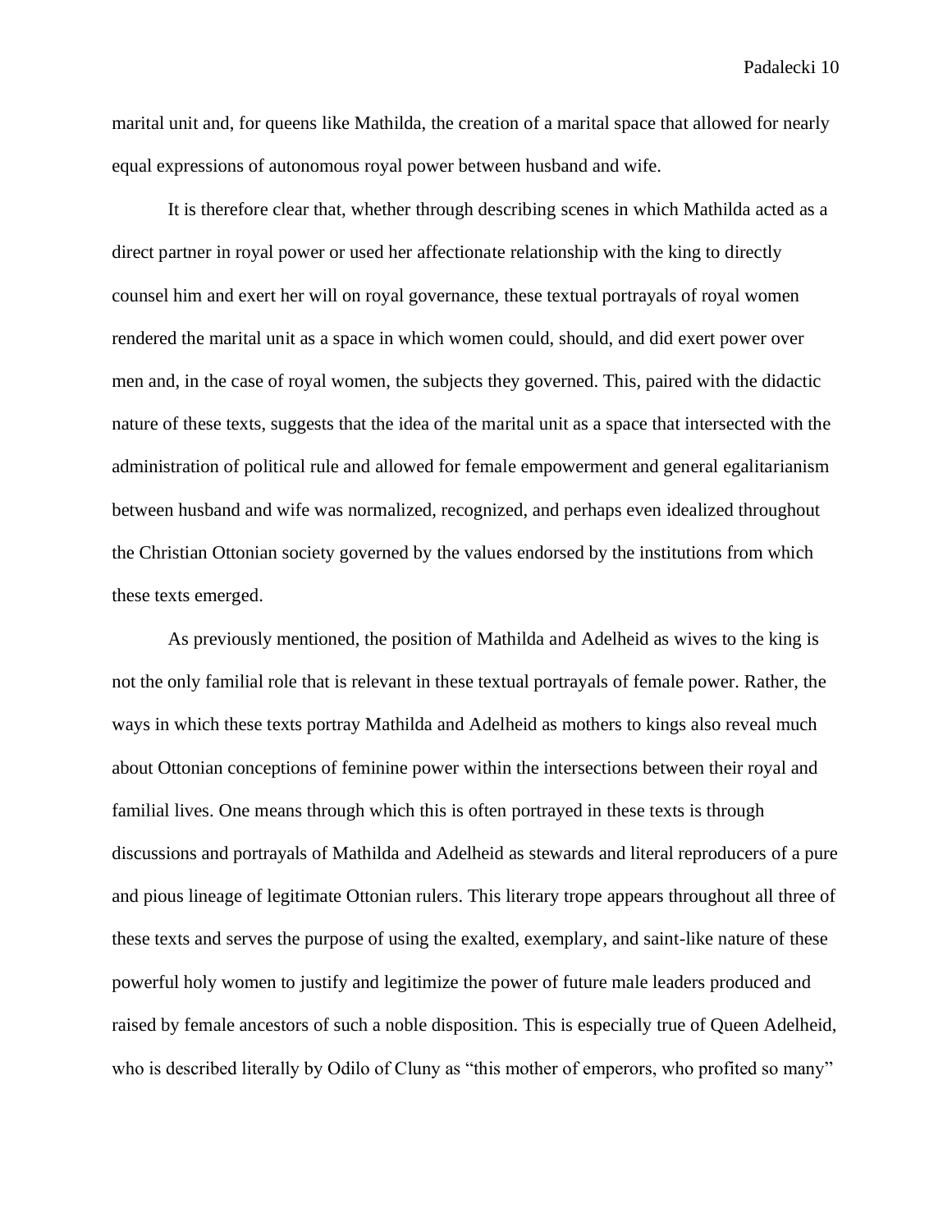marital unit and, for queens like Mathilda, the creation of a marital space that allowed for nearly equal expressions of autonomous royal power between husband and wife.

It is therefore clear that, whether through describing scenes in which Mathilda acted as a direct partner in royal power or used her affectionate relationship with the king to directly counsel him and exert her will on royal governance, these textual portrayals of royal women rendered the marital unit as a space in which women could, should, and did exert power over men and, in the case of royal women, the subjects they governed. This, paired with the didactic nature of these texts, suggests that the idea of the marital unit as a space that intersected with the administration of political rule and allowed for female empowerment and general egalitarianism between husband and wife was normalized, recognized, and perhaps even idealized throughout the Christian Ottonian society governed by the values endorsed by the institutions from which these texts emerged.

As previously mentioned, the position of Mathilda and Adelheid as wives to the king is not the only familial role that is relevant in these textual portrayals of female power. Rather, the ways in which these texts portray Mathilda and Adelheid as mothers to kings also reveal much about Ottonian conceptions of feminine power within the intersections between their royal and familial lives. One means through which this is often portrayed in these texts is through discussions and portrayals of Mathilda and Adelheid as stewards and literal reproducers of a pure and pious lineage of legitimate Ottonian rulers. This literary trope appears throughout all three of these texts and serves the purpose of using the exalted, exemplary, and saint-like nature of these powerful holy women to justify and legitimize the power of future male leaders produced and raised by female ancestors of such a noble disposition. This is especially true of Queen Adelheid, who is described literally by Odilo of Cluny as "this mother of emperors, who profited so many"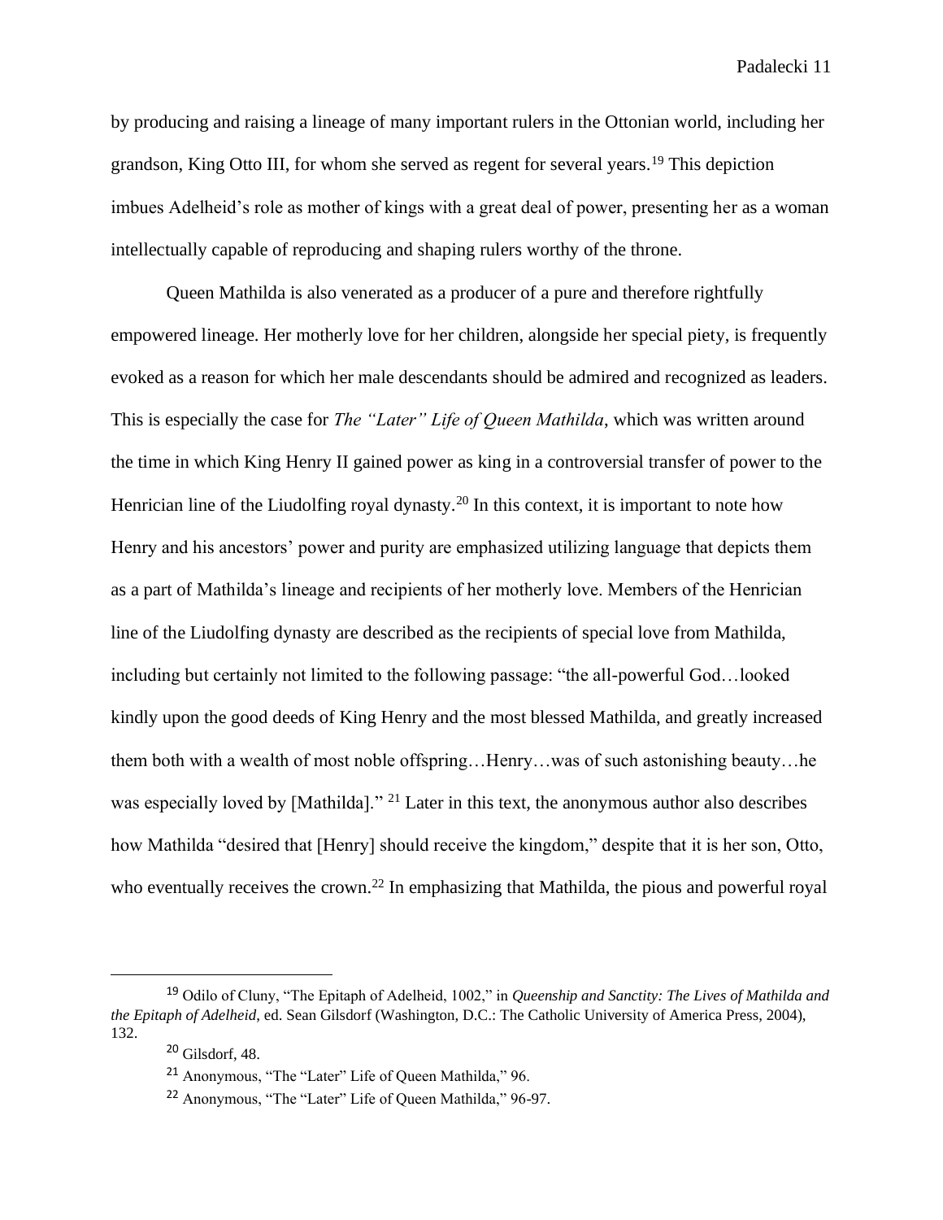by producing and raising a lineage of many important rulers in the Ottonian world, including her grandson, King Otto III, for whom she served as regent for several years.[19] This depiction imbues Adelheid's role as mother of kings with a great deal of power, presenting her as a woman intellectually capable of reproducing and shaping rulers worthy of the throne.

Queen Mathilda is also venerated as a producer of a pure and therefore rightfully empowered lineage. Her motherly love for her children, alongside her special piety, is frequently evoked as a reason for which her male descendants should be admired and recognized as leaders. This is especially the case for *The "Later" Life of Queen Mathilda*, which was written around the time in which King Henry II gained power as king in a controversial transfer of power to the Henrician line of the Liudolfing royal dynasty.[20] In this context, it is important to note how Henry and his ancestors' power and purity are emphasized utilizing language that depicts them as a part of Mathilda's lineage and recipients of her motherly love. Members of the Henrician line of the Liudolfing dynasty are described as the recipients of special love from Mathilda, including but certainly not limited to the following passage: "the all-powerful God…looked kindly upon the good deeds of King Henry and the most blessed Mathilda, and greatly increased them both with a wealth of most noble offspring…Henry…was of such astonishing beauty…he was especially loved by [Mathilda]." [21] Later in this text, the anonymous author also describes how Mathilda "desired that [Henry] should receive the kingdom," despite that it is her son, Otto, who eventually receives the crown.[22] In emphasizing that Mathilda, the pious and powerful royal

---

[19] Odilo of Cluny, "The Epitaph of Adelheid, 1002," in *Queenship and Sanctity: The Lives of Mathilda and the Epitaph of Adelheid*, ed. Sean Gilsdorf (Washington, D.C.: The Catholic University of America Press, 2004), 132.

[20] Gilsdorf, 48.

[21] Anonymous, "The "Later" Life of Queen Mathilda," 96.

[22] Anonymous, "The "Later" Life of Queen Mathilda," 96-97.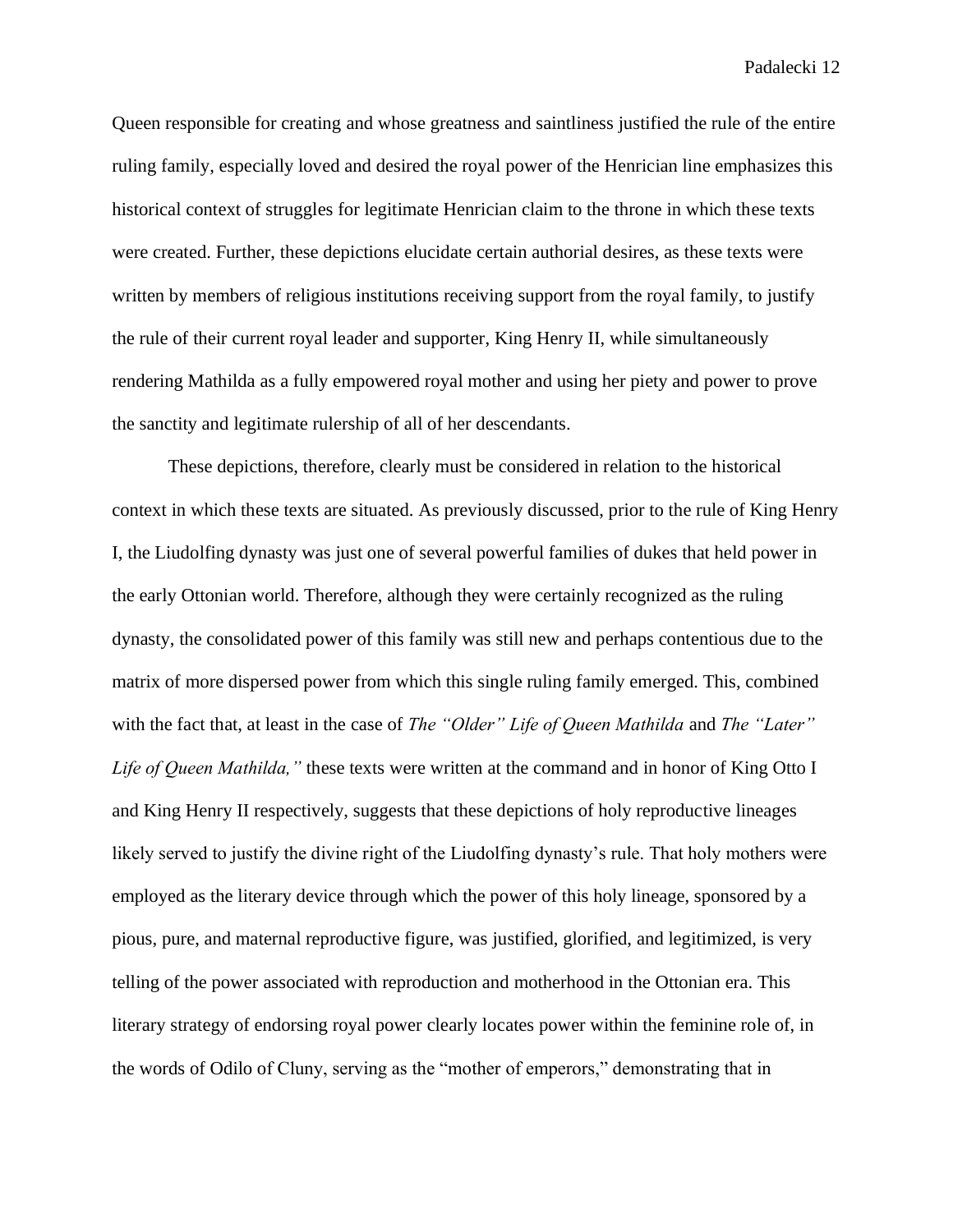Queen responsible for creating and whose greatness and saintliness justified the rule of the entire ruling family, especially loved and desired the royal power of the Henrician line emphasizes this historical context of struggles for legitimate Henrician claim to the throne in which these texts were created. Further, these depictions elucidate certain authorial desires, as these texts were written by members of religious institutions receiving support from the royal family, to justify the rule of their current royal leader and supporter, King Henry II, while simultaneously rendering Mathilda as a fully empowered royal mother and using her piety and power to prove the sanctity and legitimate rulership of all of her descendants.

These depictions, therefore, clearly must be considered in relation to the historical context in which these texts are situated. As previously discussed, prior to the rule of King Henry I, the Liudolfing dynasty was just one of several powerful families of dukes that held power in the early Ottonian world. Therefore, although they were certainly recognized as the ruling dynasty, the consolidated power of this family was still new and perhaps contentious due to the matrix of more dispersed power from which this single ruling family emerged. This, combined with the fact that, at least in the case of *The "Older" Life of Queen Mathilda* and *The "Later" Life of Queen Mathilda,"* these texts were written at the command and in honor of King Otto I and King Henry II respectively, suggests that these depictions of holy reproductive lineages likely served to justify the divine right of the Liudolfing dynasty's rule. That holy mothers were employed as the literary device through which the power of this holy lineage, sponsored by a pious, pure, and maternal reproductive figure, was justified, glorified, and legitimized, is very telling of the power associated with reproduction and motherhood in the Ottonian era. This literary strategy of endorsing royal power clearly locates power within the feminine role of, in the words of Odilo of Cluny, serving as the "mother of emperors," demonstrating that in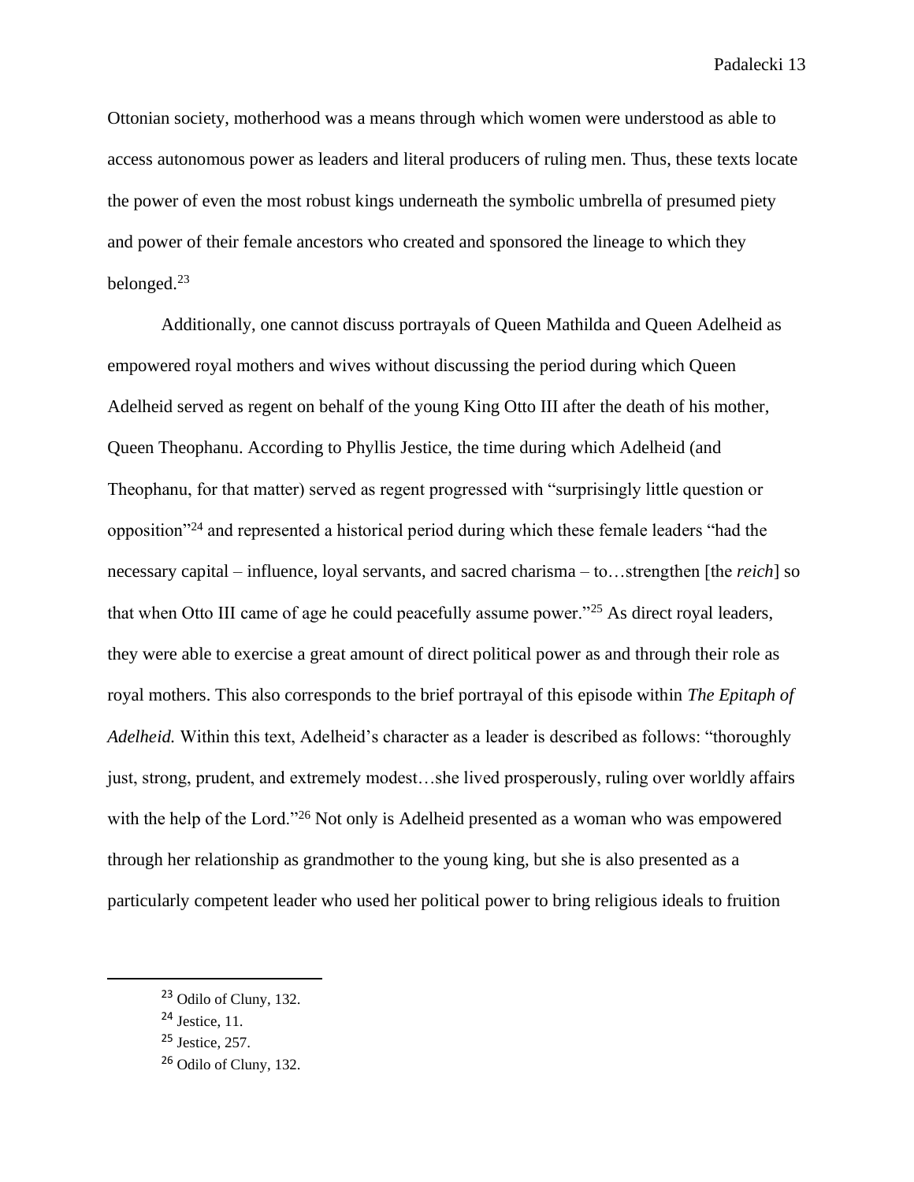Ottonian society, motherhood was a means through which women were understood as able to access autonomous power as leaders and literal producers of ruling men. Thus, these texts locate the power of even the most robust kings underneath the symbolic umbrella of presumed piety and power of their female ancestors who created and sponsored the lineage to which they belonged.[23]

Additionally, one cannot discuss portrayals of Queen Mathilda and Queen Adelheid as empowered royal mothers and wives without discussing the period during which Queen Adelheid served as regent on behalf of the young King Otto III after the death of his mother, Queen Theophanu. According to Phyllis Jestice, the time during which Adelheid (and Theophanu, for that matter) served as regent progressed with "surprisingly little question or opposition"[24] and represented a historical period during which these female leaders "had the necessary capital – influence, loyal servants, and sacred charisma – to…strengthen [the *reich*] so that when Otto III came of age he could peacefully assume power."[25] As direct royal leaders, they were able to exercise a great amount of direct political power as and through their role as royal mothers. This also corresponds to the brief portrayal of this episode within *The Epitaph of Adelheid.* Within this text, Adelheid's character as a leader is described as follows: "thoroughly just, strong, prudent, and extremely modest…she lived prosperously, ruling over worldly affairs with the help of the Lord."[26] Not only is Adelheid presented as a woman who was empowered through her relationship as grandmother to the young king, but she is also presented as a particularly competent leader who used her political power to bring religious ideals to fruition

---

[23] Odilo of Cluny, 132.

[24] Jestice, 11.

[25] Jestice, 257.

[26] Odilo of Cluny, 132.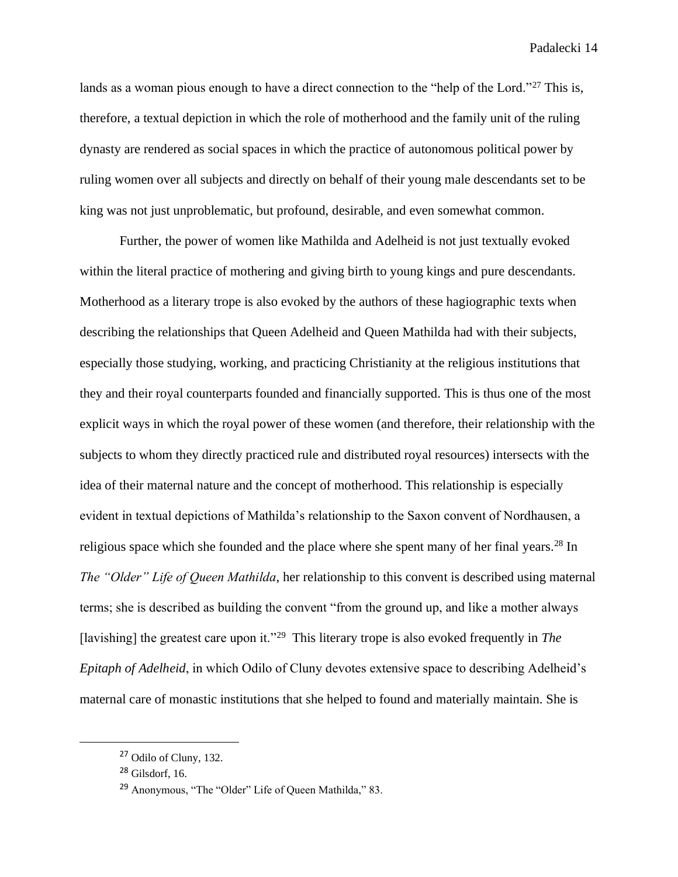lands as a woman pious enough to have a direct connection to the "help of the Lord."[27] This is, therefore, a textual depiction in which the role of motherhood and the family unit of the ruling dynasty are rendered as social spaces in which the practice of autonomous political power by ruling women over all subjects and directly on behalf of their young male descendants set to be king was not just unproblematic, but profound, desirable, and even somewhat common.

Further, the power of women like Mathilda and Adelheid is not just textually evoked within the literal practice of mothering and giving birth to young kings and pure descendants. Motherhood as a literary trope is also evoked by the authors of these hagiographic texts when describing the relationships that Queen Adelheid and Queen Mathilda had with their subjects, especially those studying, working, and practicing Christianity at the religious institutions that they and their royal counterparts founded and financially supported. This is thus one of the most explicit ways in which the royal power of these women (and therefore, their relationship with the subjects to whom they directly practiced rule and distributed royal resources) intersects with the idea of their maternal nature and the concept of motherhood. This relationship is especially evident in textual depictions of Mathilda's relationship to the Saxon convent of Nordhausen, a religious space which she founded and the place where she spent many of her final years.[28] In *The "Older" Life of Queen Mathilda*, her relationship to this convent is described using maternal terms; she is described as building the convent "from the ground up, and like a mother always [lavishing] the greatest care upon it."[29] This literary trope is also evoked frequently in *The Epitaph of Adelheid*, in which Odilo of Cluny devotes extensive space to describing Adelheid's maternal care of monastic institutions that she helped to found and materially maintain. She is

---

[27] Odilo of Cluny, 132.

[28] Gilsdorf, 16.

[29] Anonymous, "The "Older" Life of Queen Mathilda," 83.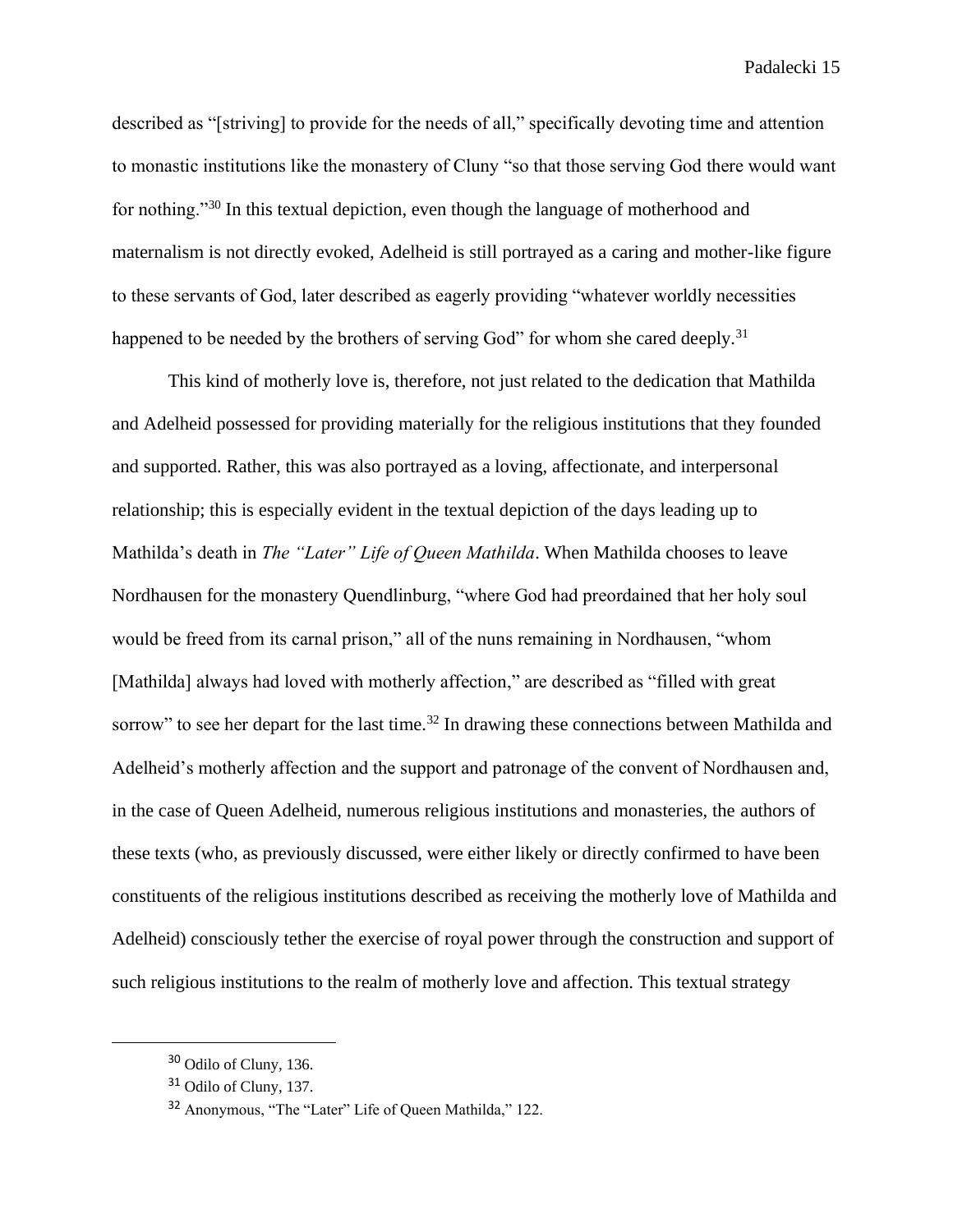described as "[striving] to provide for the needs of all," specifically devoting time and attention to monastic institutions like the monastery of Cluny "so that those serving God there would want for nothing."[30] In this textual depiction, even though the language of motherhood and maternalism is not directly evoked, Adelheid is still portrayed as a caring and mother-like figure to these servants of God, later described as eagerly providing "whatever worldly necessities happened to be needed by the brothers of serving God" for whom she cared deeply.[31]

This kind of motherly love is, therefore, not just related to the dedication that Mathilda and Adelheid possessed for providing materially for the religious institutions that they founded and supported. Rather, this was also portrayed as a loving, affectionate, and interpersonal relationship; this is especially evident in the textual depiction of the days leading up to Mathilda's death in *The "Later" Life of Queen Mathilda*. When Mathilda chooses to leave Nordhausen for the monastery Quendlinburg, "where God had preordained that her holy soul would be freed from its carnal prison," all of the nuns remaining in Nordhausen, "whom [Mathilda] always had loved with motherly affection," are described as "filled with great sorrow" to see her depart for the last time.[32] In drawing these connections between Mathilda and Adelheid's motherly affection and the support and patronage of the convent of Nordhausen and, in the case of Queen Adelheid, numerous religious institutions and monasteries, the authors of these texts (who, as previously discussed, were either likely or directly confirmed to have been constituents of the religious institutions described as receiving the motherly love of Mathilda and Adelheid) consciously tether the exercise of royal power through the construction and support of such religious institutions to the realm of motherly love and affection. This textual strategy

---

[30] Odilo of Cluny, 136.

[31] Odilo of Cluny, 137.

[32] Anonymous, "The "Later" Life of Queen Mathilda," 122.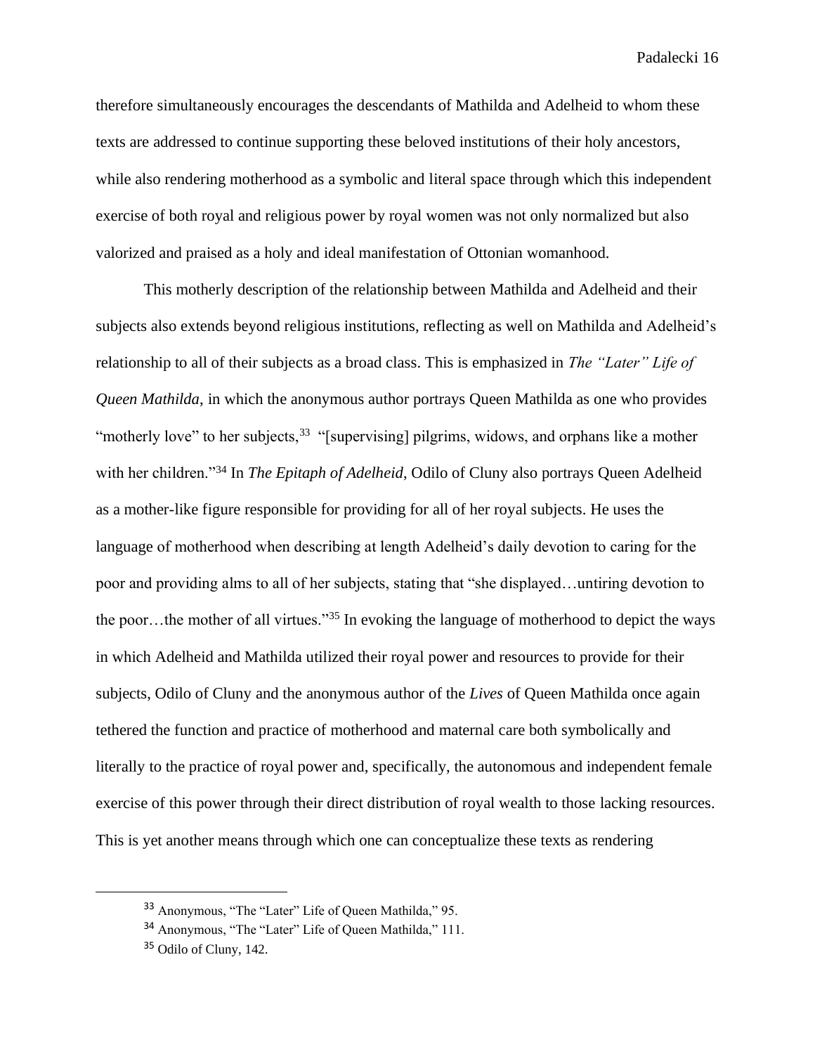therefore simultaneously encourages the descendants of Mathilda and Adelheid to whom these texts are addressed to continue supporting these beloved institutions of their holy ancestors, while also rendering motherhood as a symbolic and literal space through which this independent exercise of both royal and religious power by royal women was not only normalized but also valorized and praised as a holy and ideal manifestation of Ottonian womanhood.

This motherly description of the relationship between Mathilda and Adelheid and their subjects also extends beyond religious institutions, reflecting as well on Mathilda and Adelheid's relationship to all of their subjects as a broad class. This is emphasized in *The "Later" Life of Queen Mathilda*, in which the anonymous author portrays Queen Mathilda as one who provides "motherly love" to her subjects,[33] "[supervising] pilgrims, widows, and orphans like a mother with her children."[34] In *The Epitaph of Adelheid*, Odilo of Cluny also portrays Queen Adelheid as a mother-like figure responsible for providing for all of her royal subjects. He uses the language of motherhood when describing at length Adelheid's daily devotion to caring for the poor and providing alms to all of her subjects, stating that "she displayed…untiring devotion to the poor…the mother of all virtues."[35] In evoking the language of motherhood to depict the ways in which Adelheid and Mathilda utilized their royal power and resources to provide for their subjects, Odilo of Cluny and the anonymous author of the *Lives* of Queen Mathilda once again tethered the function and practice of motherhood and maternal care both symbolically and literally to the practice of royal power and, specifically, the autonomous and independent female exercise of this power through their direct distribution of royal wealth to those lacking resources. This is yet another means through which one can conceptualize these texts as rendering

---

[33] Anonymous, "The "Later" Life of Queen Mathilda," 95.

[34] Anonymous, "The "Later" Life of Queen Mathilda," 111.

[35] Odilo of Cluny, 142.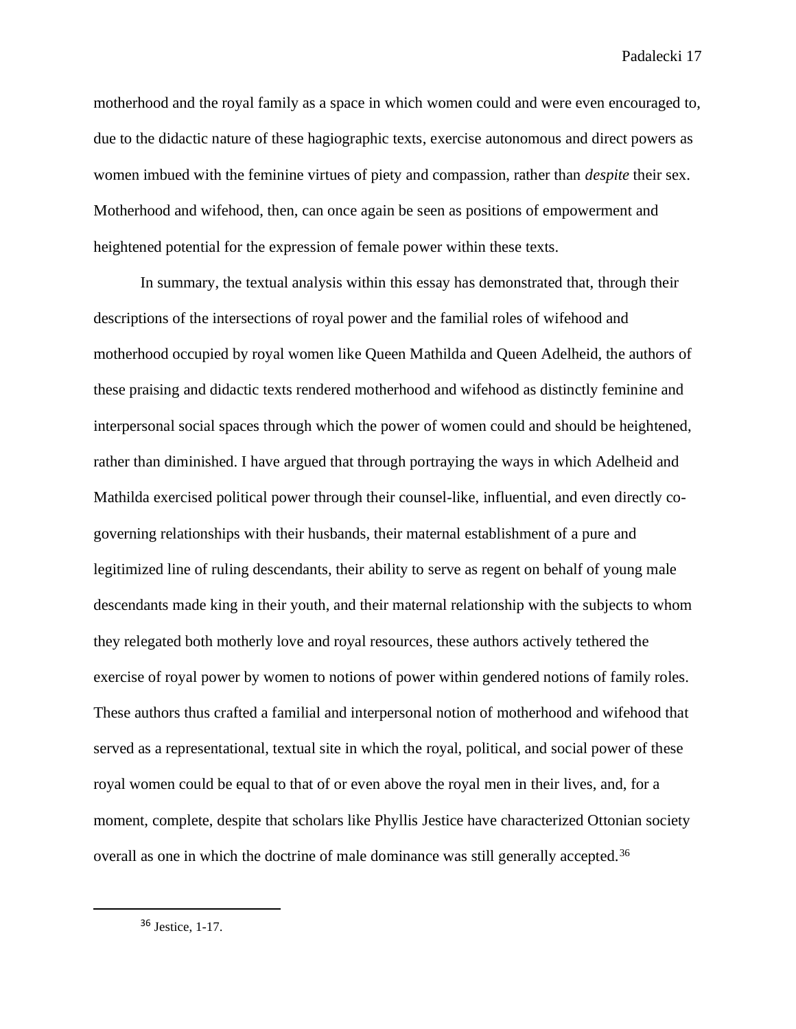motherhood and the royal family as a space in which women could and were even encouraged to, due to the didactic nature of these hagiographic texts, exercise autonomous and direct powers as women imbued with the feminine virtues of piety and compassion, rather than *despite* their sex. Motherhood and wifehood, then, can once again be seen as positions of empowerment and heightened potential for the expression of female power within these texts.

In summary, the textual analysis within this essay has demonstrated that, through their descriptions of the intersections of royal power and the familial roles of wifehood and motherhood occupied by royal women like Queen Mathilda and Queen Adelheid, the authors of these praising and didactic texts rendered motherhood and wifehood as distinctly feminine and interpersonal social spaces through which the power of women could and should be heightened, rather than diminished. I have argued that through portraying the ways in which Adelheid and Mathilda exercised political power through their counsel-like, influential, and even directly co-governing relationships with their husbands, their maternal establishment of a pure and legitimized line of ruling descendants, their ability to serve as regent on behalf of young male descendants made king in their youth, and their maternal relationship with the subjects to whom they relegated both motherly love and royal resources, these authors actively tethered the exercise of royal power by women to notions of power within gendered notions of family roles. These authors thus crafted a familial and interpersonal notion of motherhood and wifehood that served as a representational, textual site in which the royal, political, and social power of these royal women could be equal to that of or even above the royal men in their lives, and, for a moment, complete, despite that scholars like Phyllis Jestice have characterized Ottonian society overall as one in which the doctrine of male dominance was still generally accepted.[36]

---

[36] Jestice, 1-17.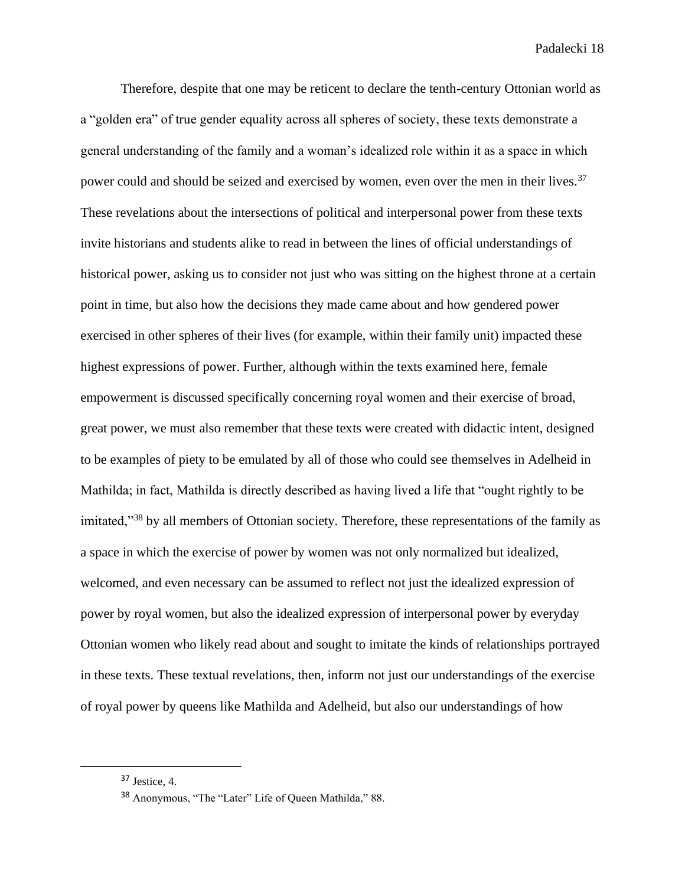Therefore, despite that one may be reticent to declare the tenth-century Ottonian world as a "golden era" of true gender equality across all spheres of society, these texts demonstrate a general understanding of the family and a woman's idealized role within it as a space in which power could and should be seized and exercised by women, even over the men in their lives.[37] These revelations about the intersections of political and interpersonal power from these texts invite historians and students alike to read in between the lines of official understandings of historical power, asking us to consider not just who was sitting on the highest throne at a certain point in time, but also how the decisions they made came about and how gendered power exercised in other spheres of their lives (for example, within their family unit) impacted these highest expressions of power. Further, although within the texts examined here, female empowerment is discussed specifically concerning royal women and their exercise of broad, great power, we must also remember that these texts were created with didactic intent, designed to be examples of piety to be emulated by all of those who could see themselves in Adelheid in Mathilda; in fact, Mathilda is directly described as having lived a life that "ought rightly to be imitated,"[38] by all members of Ottonian society. Therefore, these representations of the family as a space in which the exercise of power by women was not only normalized but idealized, welcomed, and even necessary can be assumed to reflect not just the idealized expression of power by royal women, but also the idealized expression of interpersonal power by everyday Ottonian women who likely read about and sought to imitate the kinds of relationships portrayed in these texts. These textual revelations, then, inform not just our understandings of the exercise of royal power by queens like Mathilda and Adelheid, but also our understandings of how

---

[37] Jestice, 4.

[38] Anonymous, "The "Later" Life of Queen Mathilda," 88.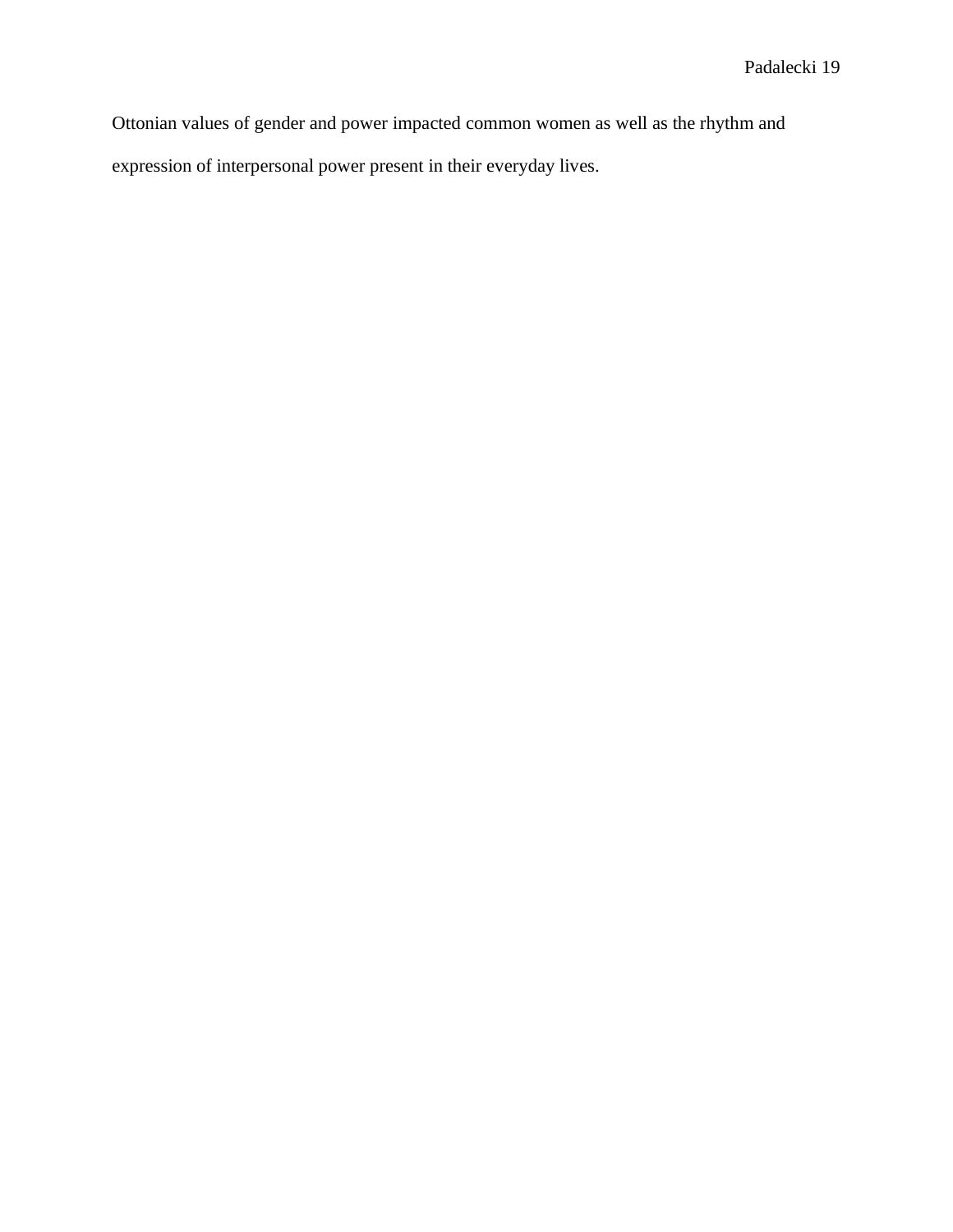Ottonian values of gender and power impacted common women as well as the rhythm and expression of interpersonal power present in their everyday lives.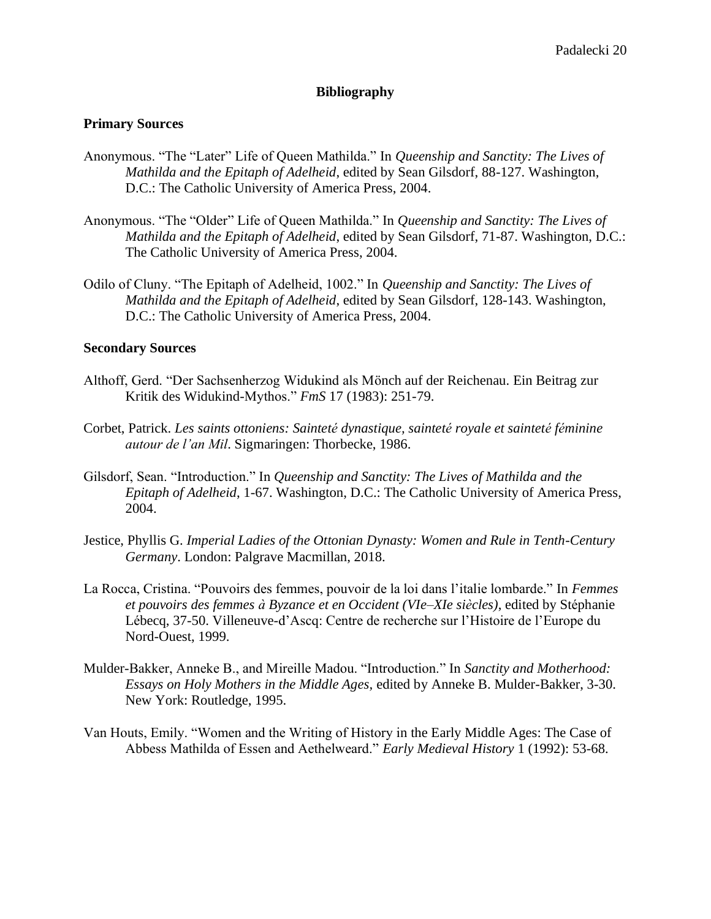## Bibliography

### Primary Sources

Anonymous. "The "Later" Life of Queen Mathilda." In *Queenship and Sanctity: The Lives of Mathilda and the Epitaph of Adelheid*, edited by Sean Gilsdorf, 88-127. Washington, D.C.: The Catholic University of America Press, 2004.

Anonymous. "The "Older" Life of Queen Mathilda." In *Queenship and Sanctity: The Lives of Mathilda and the Epitaph of Adelheid*, edited by Sean Gilsdorf, 71-87. Washington, D.C.: The Catholic University of America Press, 2004.

Odilo of Cluny. "The Epitaph of Adelheid, 1002." In *Queenship and Sanctity: The Lives of Mathilda and the Epitaph of Adelheid*, edited by Sean Gilsdorf, 128-143. Washington, D.C.: The Catholic University of America Press, 2004.

### Secondary Sources

Althoff, Gerd. "Der Sachsenherzog Widukind als Mönch auf der Reichenau. Ein Beitrag zur Kritik des Widukind-Mythos." *FmS* 17 (1983): 251-79.

Corbet, Patrick. *Les saints ottoniens: Sainteté dynastique, sainteté royale et sainteté féminine autour de l'an Mil*. Sigmaringen: Thorbecke, 1986.

Gilsdorf, Sean. "Introduction." In *Queenship and Sanctity: The Lives of Mathilda and the Epitaph of Adelheid*, 1-67. Washington, D.C.: The Catholic University of America Press, 2004.

Jestice, Phyllis G. *Imperial Ladies of the Ottonian Dynasty: Women and Rule in Tenth-Century Germany*. London: Palgrave Macmillan, 2018.

La Rocca, Cristina. "Pouvoirs des femmes, pouvoir de la loi dans l'italie lombarde." In *Femmes et pouvoirs des femmes à Byzance et en Occident (VIe–XIe siècles)*, edited by Stéphanie Lébecq, 37-50. Villeneuve-d'Ascq: Centre de recherche sur l'Histoire de l'Europe du Nord-Ouest, 1999.

Mulder-Bakker, Anneke B., and Mireille Madou. "Introduction." In *Sanctity and Motherhood: Essays on Holy Mothers in the Middle Ages,* edited by Anneke B. Mulder-Bakker, 3-30. New York: Routledge, 1995.

Van Houts, Emily. "Women and the Writing of History in the Early Middle Ages: The Case of Abbess Mathilda of Essen and Aethelweard." *Early Medieval History* 1 (1992): 53-68.